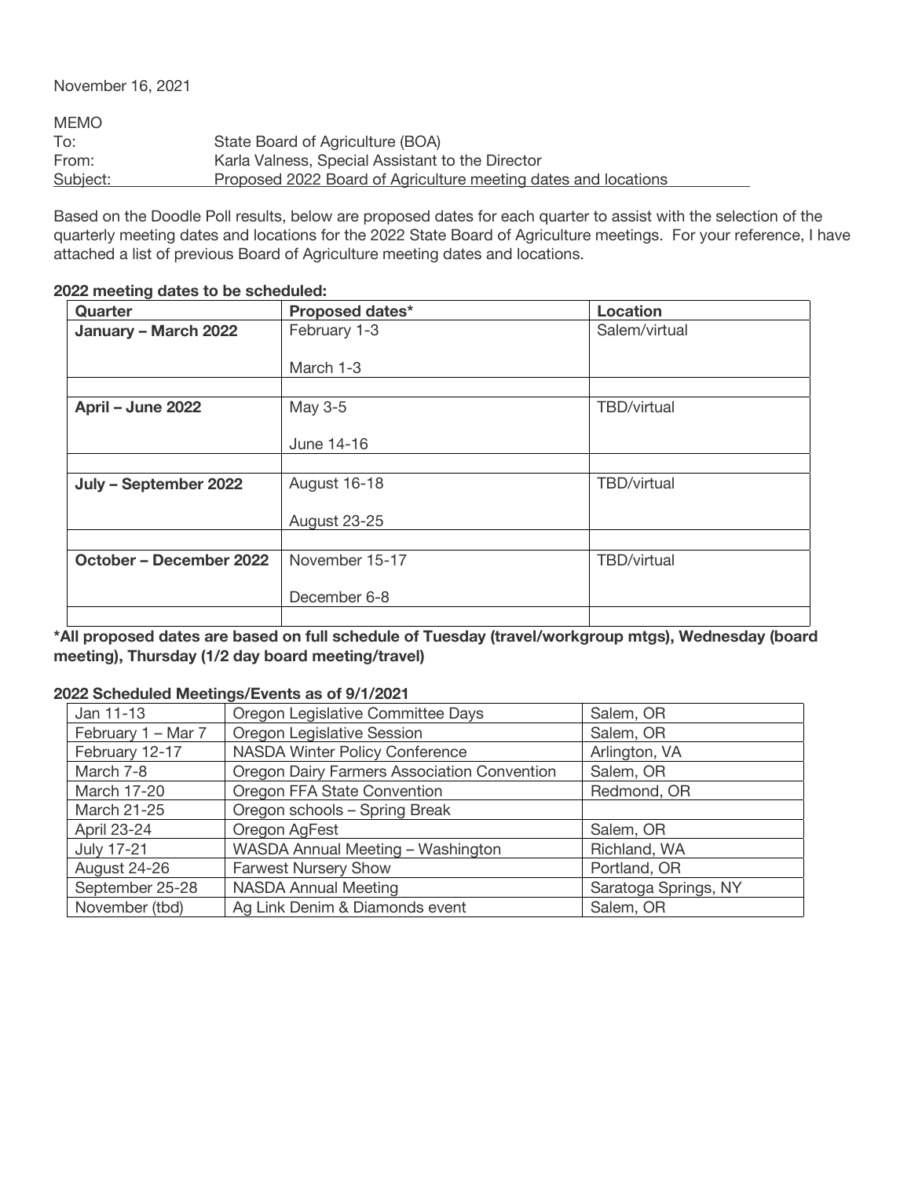November 16, 2021

MEMO

To: State Board of Agriculture (BOA)
From: Karla Valness, Special Assistant to the Director
Subject: Proposed 2022 Board of Agriculture meeting dates and locations

Based on the Doodle Poll results, below are proposed dates for each quarter to assist with the selection of the quarterly meeting dates and locations for the 2022 State Board of Agriculture meetings. For your reference, I have attached a list of previous Board of Agriculture meeting dates and locations.

**2022 meeting dates to be scheduled:**

| Quarter | Proposed dates* | Location |
|---|---|---|
| **January – March 2022** | February 1-3<br><br>March 1-3 | Salem/virtual |
| | | |
| **April – June 2022** | May 3-5<br><br>June 14-16 | TBD/virtual |
| | | |
| **July – September 2022** | August 16-18<br><br>August 23-25 | TBD/virtual |
| | | |
| **October – December 2022** | November 15-17<br><br>December 6-8 | TBD/virtual |
| | | |

**\*All proposed dates are based on full schedule of Tuesday (travel/workgroup mtgs), Wednesday (board meeting), Thursday (1/2 day board meeting/travel)**

**2022 Scheduled Meetings/Events as of 9/1/2021**

| | | |
|---|---|---|
| Jan 11-13 | Oregon Legislative Committee Days | Salem, OR |
| February 1 – Mar 7 | Oregon Legislative Session | Salem, OR |
| February 12-17 | NASDA Winter Policy Conference | Arlington, VA |
| March 7-8 | Oregon Dairy Farmers Association Convention | Salem, OR |
| March 17-20 | Oregon FFA State Convention | Redmond, OR |
| March 21-25 | Oregon schools – Spring Break | |
| April 23-24 | Oregon AgFest | Salem, OR |
| July 17-21 | WASDA Annual Meeting – Washington | Richland, WA |
| August 24-26 | Farwest Nursery Show | Portland, OR |
| September 25-28 | NASDA Annual Meeting | Saratoga Springs, NY |
| November (tbd) | Ag Link Denim & Diamonds event | Salem, OR |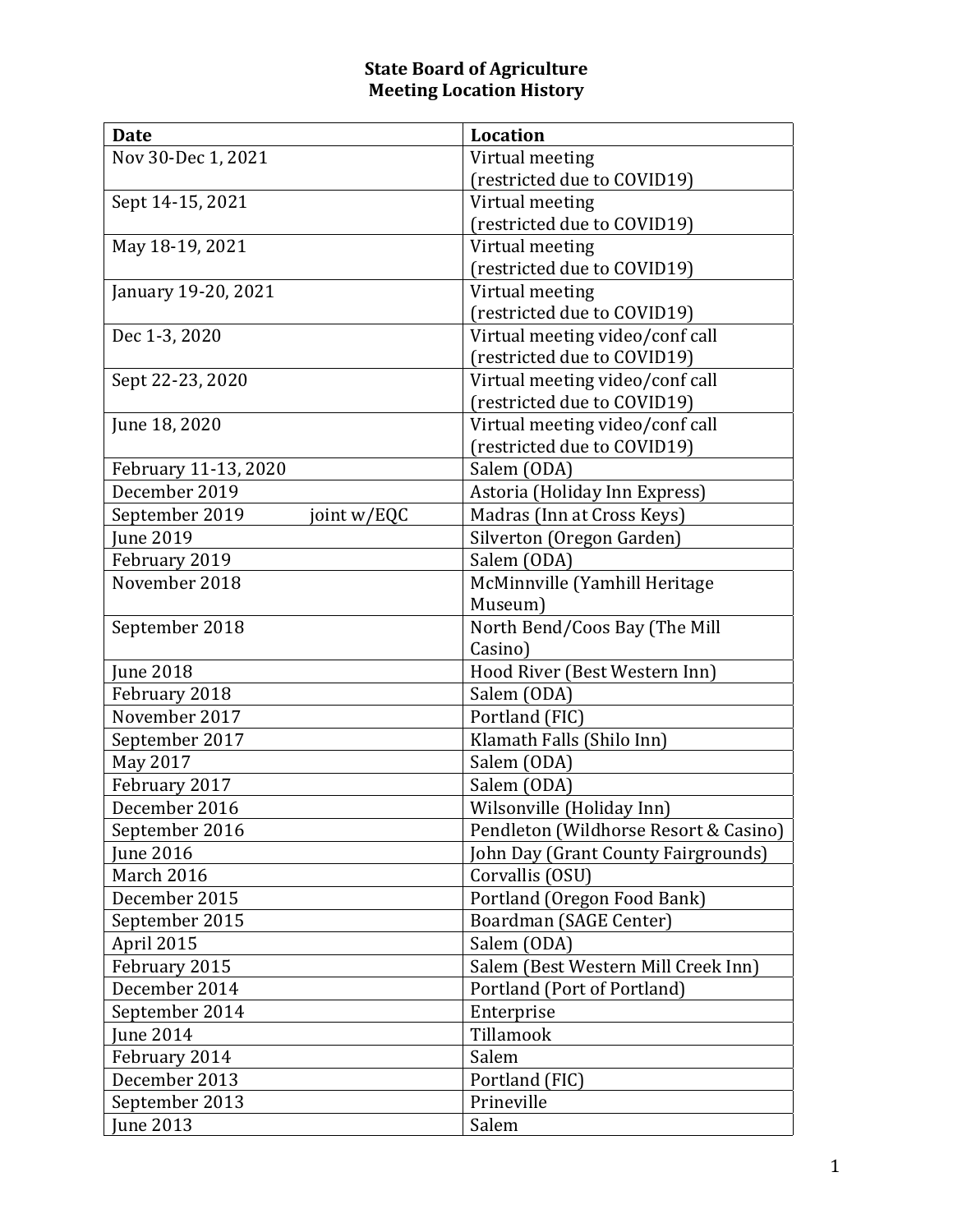**State Board of Agriculture**
**Meeting Location History**

| Date | Location |
|---|---|
| Nov 30-Dec 1, 2021 | Virtual meeting (restricted due to COVID19) |
| Sept 14-15, 2021 | Virtual meeting (restricted due to COVID19) |
| May 18-19, 2021 | Virtual meeting (restricted due to COVID19) |
| January 19-20, 2021 | Virtual meeting (restricted due to COVID19) |
| Dec 1-3, 2020 | Virtual meeting video/conf call (restricted due to COVID19) |
| Sept 22-23, 2020 | Virtual meeting video/conf call (restricted due to COVID19) |
| June 18, 2020 | Virtual meeting video/conf call (restricted due to COVID19) |
| February 11-13, 2020 | Salem (ODA) |
| December 2019 | Astoria (Holiday Inn Express) |
| September 2019 joint w/EQC | Madras (Inn at Cross Keys) |
| June 2019 | Silverton (Oregon Garden) |
| February 2019 | Salem (ODA) |
| November 2018 | McMinnville (Yamhill Heritage Museum) |
| September 2018 | North Bend/Coos Bay (The Mill Casino) |
| June 2018 | Hood River (Best Western Inn) |
| February 2018 | Salem (ODA) |
| November 2017 | Portland (FIC) |
| September 2017 | Klamath Falls (Shilo Inn) |
| May 2017 | Salem (ODA) |
| February 2017 | Salem (ODA) |
| December 2016 | Wilsonville (Holiday Inn) |
| September 2016 | Pendleton (Wildhorse Resort & Casino) |
| June 2016 | John Day (Grant County Fairgrounds) |
| March 2016 | Corvallis (OSU) |
| December 2015 | Portland (Oregon Food Bank) |
| September 2015 | Boardman (SAGE Center) |
| April 2015 | Salem (ODA) |
| February 2015 | Salem (Best Western Mill Creek Inn) |
| December 2014 | Portland (Port of Portland) |
| September 2014 | Enterprise |
| June 2014 | Tillamook |
| February 2014 | Salem |
| December 2013 | Portland (FIC) |
| September 2013 | Prineville |
| June 2013 | Salem |